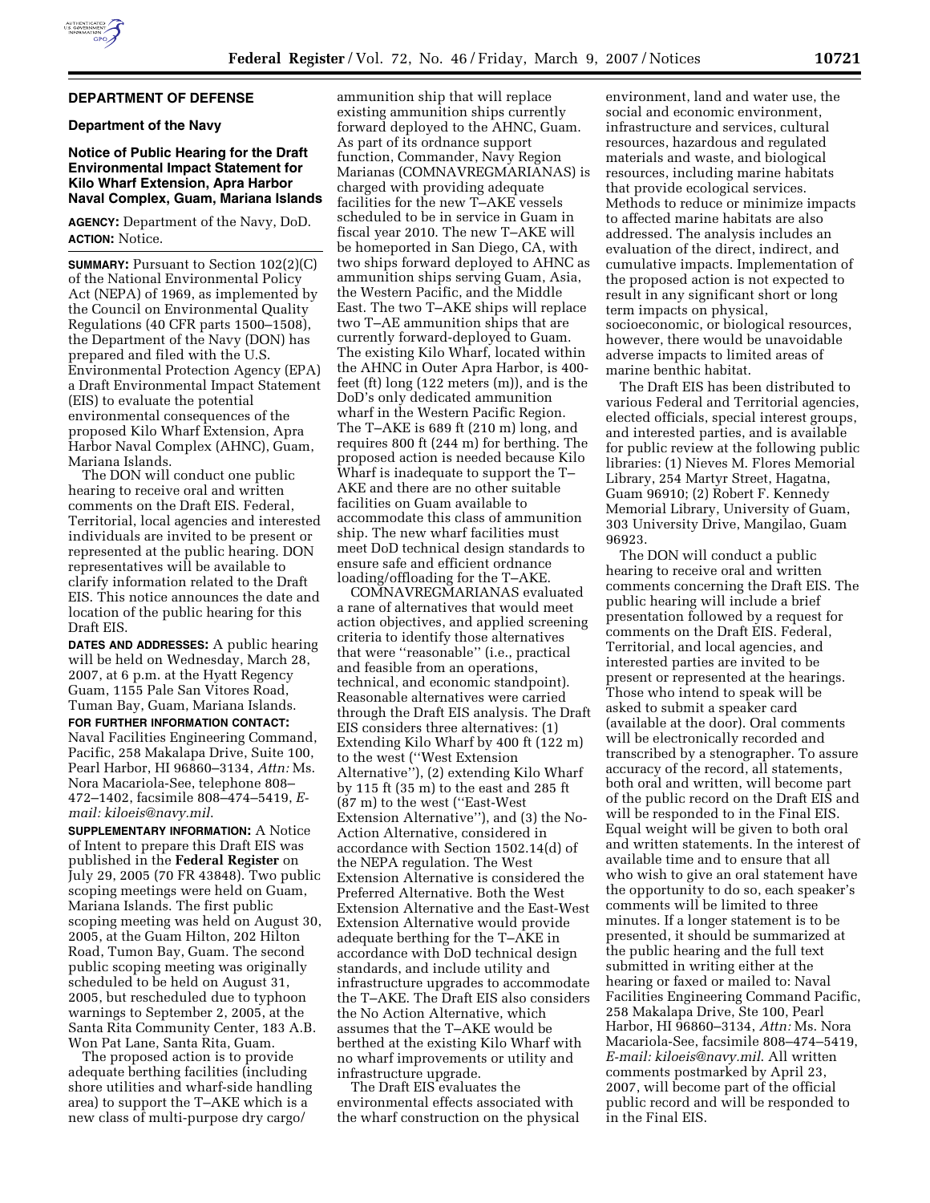## DEPARTMENT OF DEFENSE

### Department of the Navy

### Notice of Public Hearing for the Draft Environmental Impact Statement for Kilo Wharf Extension, Apra Harbor Naval Complex, Guam, Mariana Islands

**AGENCY:** Department of the Navy, DoD.

**ACTION:** Notice.

**SUMMARY:** Pursuant to Section 102(2)(C) of the National Environmental Policy Act (NEPA) of 1969, as implemented by the Council on Environmental Quality Regulations (40 CFR parts 1500–1508), the Department of the Navy (DON) has prepared and filed with the U.S. Environmental Protection Agency (EPA) a Draft Environmental Impact Statement (EIS) to evaluate the potential environmental consequences of the proposed Kilo Wharf Extension, Apra Harbor Naval Complex (AHNC), Guam, Mariana Islands.

The DON will conduct one public hearing to receive oral and written comments on the Draft EIS. Federal, Territorial, local agencies and interested individuals are invited to be present or represented at the public hearing. DON representatives will be available to clarify information related to the Draft EIS. This notice announces the date and location of the public hearing for this Draft EIS.

**DATES AND ADDRESSES:** A public hearing will be held on Wednesday, March 28, 2007, at 6 p.m. at the Hyatt Regency Guam, 1155 Pale San Vitores Road, Tuman Bay, Guam, Mariana Islands.

**FOR FURTHER INFORMATION CONTACT:** Naval Facilities Engineering Command, Pacific, 258 Makalapa Drive, Suite 100, Pearl Harbor, HI 96860–3134, *Attn:* Ms. Nora Macariola-See, telephone 808–472–1402, facsimile 808–474–5419, *E-mail: kiloeis@navy.mil*.

**SUPPLEMENTARY INFORMATION:** A Notice of Intent to prepare this Draft EIS was published in the **Federal Register** on July 29, 2005 (70 FR 43848). Two public scoping meetings were held on Guam, Mariana Islands. The first public scoping meeting was held on August 30, 2005, at the Guam Hilton, 202 Hilton Road, Tumon Bay, Guam. The second public scoping meeting was originally scheduled to be held on August 31, 2005, but rescheduled due to typhoon warnings to September 2, 2005, at the Santa Rita Community Center, 183 A.B. Won Pat Lane, Santa Rita, Guam.

The proposed action is to provide adequate berthing facilities (including shore utilities and wharf-side handling area) to support the T–AKE which is a new class of multi-purpose dry cargo/ammunition ship that will replace existing ammunition ships currently forward deployed to the AHNC, Guam. As part of its ordnance support function, Commander, Navy Region Marianas (COMNAVREGMARIANAS) is charged with providing adequate facilities for the new T–AKE vessels scheduled to be in service in Guam in fiscal year 2010. The new T–AKE will be homeported in San Diego, CA, with two ships forward deployed to AHNC as ammunition ships serving Guam, Asia, the Western Pacific, and the Middle East. The two T–AKE ships will replace two T–AE ammunition ships that are currently forward-deployed to Guam. The existing Kilo Wharf, located within the AHNC in Outer Apra Harbor, is 400-feet (ft) long (122 meters (m)), and is the DoD's only dedicated ammunition wharf in the Western Pacific Region. The T–AKE is 689 ft (210 m) long, and requires 800 ft (244 m) for berthing. The proposed action is needed because Kilo Wharf is inadequate to support the T–AKE and there are no other suitable facilities on Guam available to accommodate this class of ammunition ship. The new wharf facilities must meet DoD technical design standards to ensure safe and efficient ordnance loading/offloading for the T–AKE.

COMNAVREGMARIANAS evaluated a rane of alternatives that would meet action objectives, and applied screening criteria to identify those alternatives that were "reasonable" (i.e., practical and feasible from an operations, technical, and economic standpoint). Reasonable alternatives were carried through the Draft EIS analysis. The Draft EIS considers three alternatives: (1) Extending Kilo Wharf by 400 ft (122 m) to the west ("West Extension Alternative"), (2) extending Kilo Wharf by 115 ft (35 m) to the east and 285 ft (87 m) to the west ("East-West Extension Alternative"), and (3) the No-Action Alternative, considered in accordance with Section 1502.14(d) of the NEPA regulation. The West Extension Alternative is considered the Preferred Alternative. Both the West Extension Alternative and the East-West Extension Alternative would provide adequate berthing for the T–AKE in accordance with DoD technical design standards, and include utility and infrastructure upgrades to accommodate the T–AKE. The Draft EIS also considers the No Action Alternative, which assumes that the T–AKE would be berthed at the existing Kilo Wharf with no wharf improvements or utility and infrastructure upgrade.

The Draft EIS evaluates the environmental effects associated with the wharf construction on the physical environment, land and water use, the social and economic environment, infrastructure and services, cultural resources, hazardous and regulated materials and waste, and biological resources, including marine habitats that provide ecological services. Methods to reduce or minimize impacts to affected marine habitats are also addressed. The analysis includes an evaluation of the direct, indirect, and cumulative impacts. Implementation of the proposed action is not expected to result in any significant short or long term impacts on physical, socioeconomic, or biological resources, however, there would be unavoidable adverse impacts to limited areas of marine benthic habitat.

The Draft EIS has been distributed to various Federal and Territorial agencies, elected officials, special interest groups, and interested parties, and is available for public review at the following public libraries: (1) Nieves M. Flores Memorial Library, 254 Martyr Street, Hagatna, Guam 96910; (2) Robert F. Kennedy Memorial Library, University of Guam, 303 University Drive, Mangilao, Guam 96923.

The DON will conduct a public hearing to receive oral and written comments concerning the Draft EIS. The public hearing will include a brief presentation followed by a request for comments on the Draft EIS. Federal, Territorial, and local agencies, and interested parties are invited to be present or represented at the hearings. Those who intend to speak will be asked to submit a speaker card (available at the door). Oral comments will be electronically recorded and transcribed by a stenographer. To assure accuracy of the record, all statements, both oral and written, will become part of the public record on the Draft EIS and will be responded to in the Final EIS. Equal weight will be given to both oral and written statements. In the interest of available time and to ensure that all who wish to give an oral statement have the opportunity to do so, each speaker's comments will be limited to three minutes. If a longer statement is to be presented, it should be summarized at the public hearing and the full text submitted in writing either at the hearing or faxed or mailed to: Naval Facilities Engineering Command Pacific, 258 Makalapa Drive, Ste 100, Pearl Harbor, HI 96860–3134, *Attn:* Ms. Nora Macariola-See, facsimile 808–474–5419, *E-mail: kiloeis@navy.mil*. All written comments postmarked by April 23, 2007, will become part of the official public record and will be responded to in the Final EIS.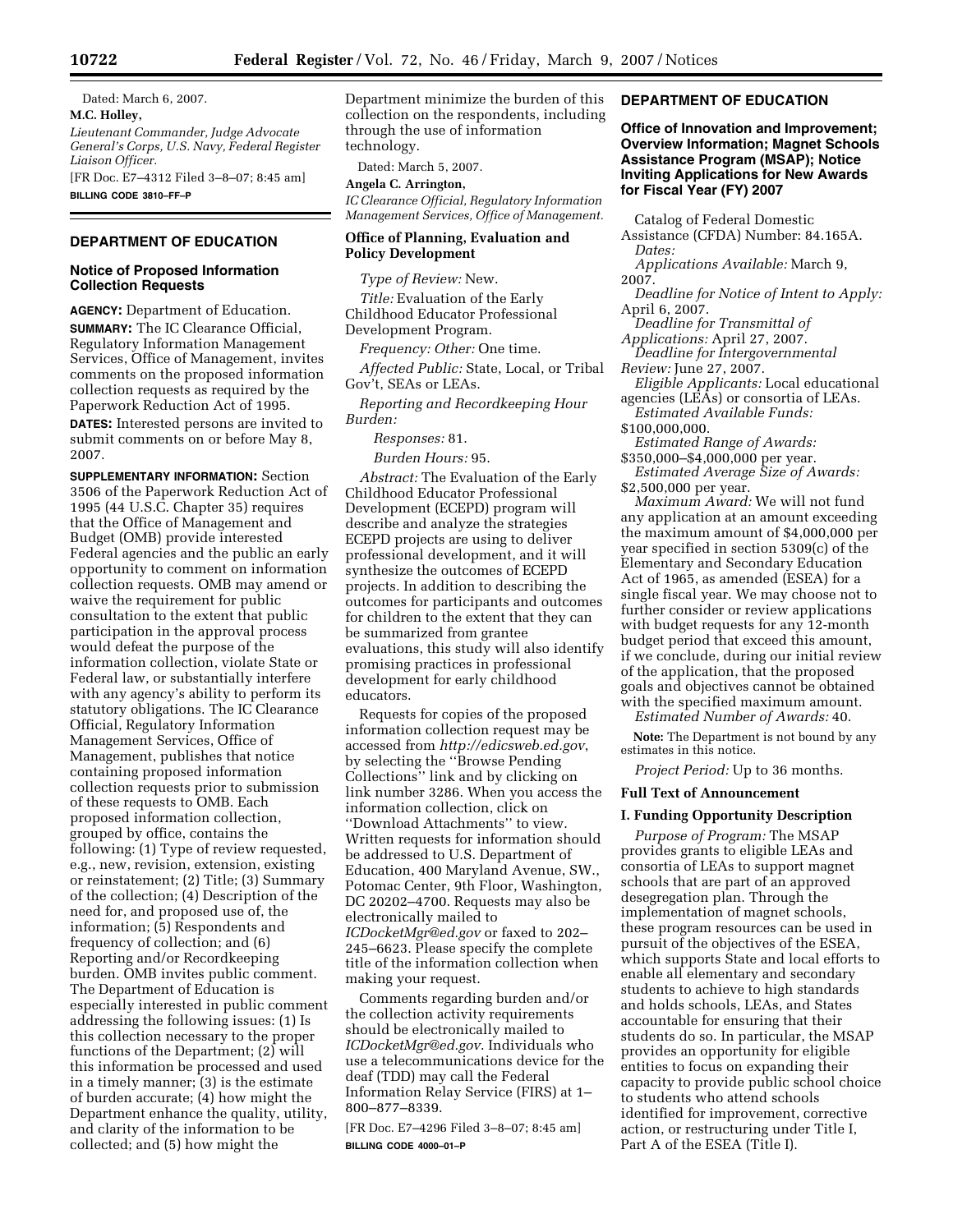Dated: March 6, 2007.

**M.C. Holley,**

*Lieutenant Commander, Judge Advocate General's Corps, U.S. Navy, Federal Register Liaison Officer.*

[FR Doc. E7–4312 Filed 3–8–07; 8:45 am]

**BILLING CODE 3810–FF–P**

## DEPARTMENT OF EDUCATION

### Notice of Proposed Information Collection Requests

**AGENCY:** Department of Education.

**SUMMARY:** The IC Clearance Official, Regulatory Information Management Services, Office of Management, invites comments on the proposed information collection requests as required by the Paperwork Reduction Act of 1995.

**DATES:** Interested persons are invited to submit comments on or before May 8, 2007.

**SUPPLEMENTARY INFORMATION:** Section 3506 of the Paperwork Reduction Act of 1995 (44 U.S.C. Chapter 35) requires that the Office of Management and Budget (OMB) provide interested Federal agencies and the public an early opportunity to comment on information collection requests. OMB may amend or waive the requirement for public consultation to the extent that public participation in the approval process would defeat the purpose of the information collection, violate State or Federal law, or substantially interfere with any agency's ability to perform its statutory obligations. The IC Clearance Official, Regulatory Information Management Services, Office of Management, publishes that notice containing proposed information collection requests prior to submission of these requests to OMB. Each proposed information collection, grouped by office, contains the following: (1) Type of review requested, e.g., new, revision, extension, existing or reinstatement; (2) Title; (3) Summary of the collection; (4) Description of the need for, and proposed use of, the information; (5) Respondents and frequency of collection; and (6) Reporting and/or Recordkeeping burden. OMB invites public comment. The Department of Education is especially interested in public comment addressing the following issues: (1) Is this collection necessary to the proper functions of the Department; (2) will this information be processed and used in a timely manner; (3) is the estimate of burden accurate; (4) how might the Department enhance the quality, utility, and clarity of the information to be collected; and (5) how might the Department minimize the burden of this collection on the respondents, including through the use of information technology.

Dated: March 5, 2007.

**Angela C. Arrington,**

*IC Clearance Official, Regulatory Information Management Services, Office of Management.*

### Office of Planning, Evaluation and Policy Development

*Type of Review:* New.

*Title:* Evaluation of the Early Childhood Educator Professional Development Program.

*Frequency: Other:* One time.

*Affected Public:* State, Local, or Tribal Gov't, SEAs or LEAs.

*Reporting and Recordkeeping Hour Burden:*

*Responses:* 81.

*Burden Hours:* 95.

*Abstract:* The Evaluation of the Early Childhood Educator Professional Development (ECEPD) program will describe and analyze the strategies ECEPD projects are using to deliver professional development, and it will synthesize the outcomes of ECEPD projects. In addition to describing the outcomes for participants and outcomes for children to the extent that they can be summarized from grantee evaluations, this study will also identify promising practices in professional development for early childhood educators.

Requests for copies of the proposed information collection request may be accessed from *http://edicsweb.ed.gov*, by selecting the ''Browse Pending Collections'' link and by clicking on link number 3286. When you access the information collection, click on ''Download Attachments'' to view. Written requests for information should be addressed to U.S. Department of Education, 400 Maryland Avenue, SW., Potomac Center, 9th Floor, Washington, DC 20202–4700. Requests may also be electronically mailed to *ICDocketMgr@ed.gov* or faxed to 202–245–6623. Please specify the complete title of the information collection when making your request.

Comments regarding burden and/or the collection activity requirements should be electronically mailed to *ICDocketMgr@ed.gov*. Individuals who use a telecommunications device for the deaf (TDD) may call the Federal Information Relay Service (FIRS) at 1–800–877–8339.

[FR Doc. E7–4296 Filed 3–8–07; 8:45 am]

**BILLING CODE 4000–01–P**

## DEPARTMENT OF EDUCATION

### Office of Innovation and Improvement; Overview Information; Magnet Schools Assistance Program (MSAP); Notice Inviting Applications for New Awards for Fiscal Year (FY) 2007

Catalog of Federal Domestic Assistance (CFDA) Number: 84.165A.

*Dates:*

*Applications Available:* March 9, 2007.

*Deadline for Notice of Intent to Apply:* April 6, 2007.

*Deadline for Transmittal of Applications:* April 27, 2007.

*Deadline for Intergovernmental Review:* June 27, 2007.

*Eligible Applicants:* Local educational agencies (LEAs) or consortia of LEAs.

*Estimated Available Funds:* $100,000,000.

*Estimated Range of Awards:* $350,000–$4,000,000 per year.

*Estimated Average Size of Awards:* $2,500,000 per year.

*Maximum Award:* We will not fund any application at an amount exceeding the maximum amount of $4,000,000 per year specified in section 5309(c) of the Elementary and Secondary Education Act of 1965, as amended (ESEA) for a single fiscal year. We may choose not to further consider or review applications with budget requests for any 12-month budget period that exceed this amount, if we conclude, during our initial review of the application, that the proposed goals and objectives cannot be obtained with the specified maximum amount.

*Estimated Number of Awards:* 40.

**Note:** The Department is not bound by any estimates in this notice.

*Project Period:* Up to 36 months.

**Full Text of Announcement**

**I. Funding Opportunity Description**

*Purpose of Program:* The MSAP provides grants to eligible LEAs and consortia of LEAs to support magnet schools that are part of an approved desegregation plan. Through the implementation of magnet schools, these program resources can be used in pursuit of the objectives of the ESEA, which supports State and local efforts to enable all elementary and secondary students to achieve to high standards and holds schools, LEAs, and States accountable for ensuring that their students do so. In particular, the MSAP provides an opportunity for eligible entities to focus on expanding their capacity to provide public school choice to students who attend schools identified for improvement, corrective action, or restructuring under Title I, Part A of the ESEA (Title I).